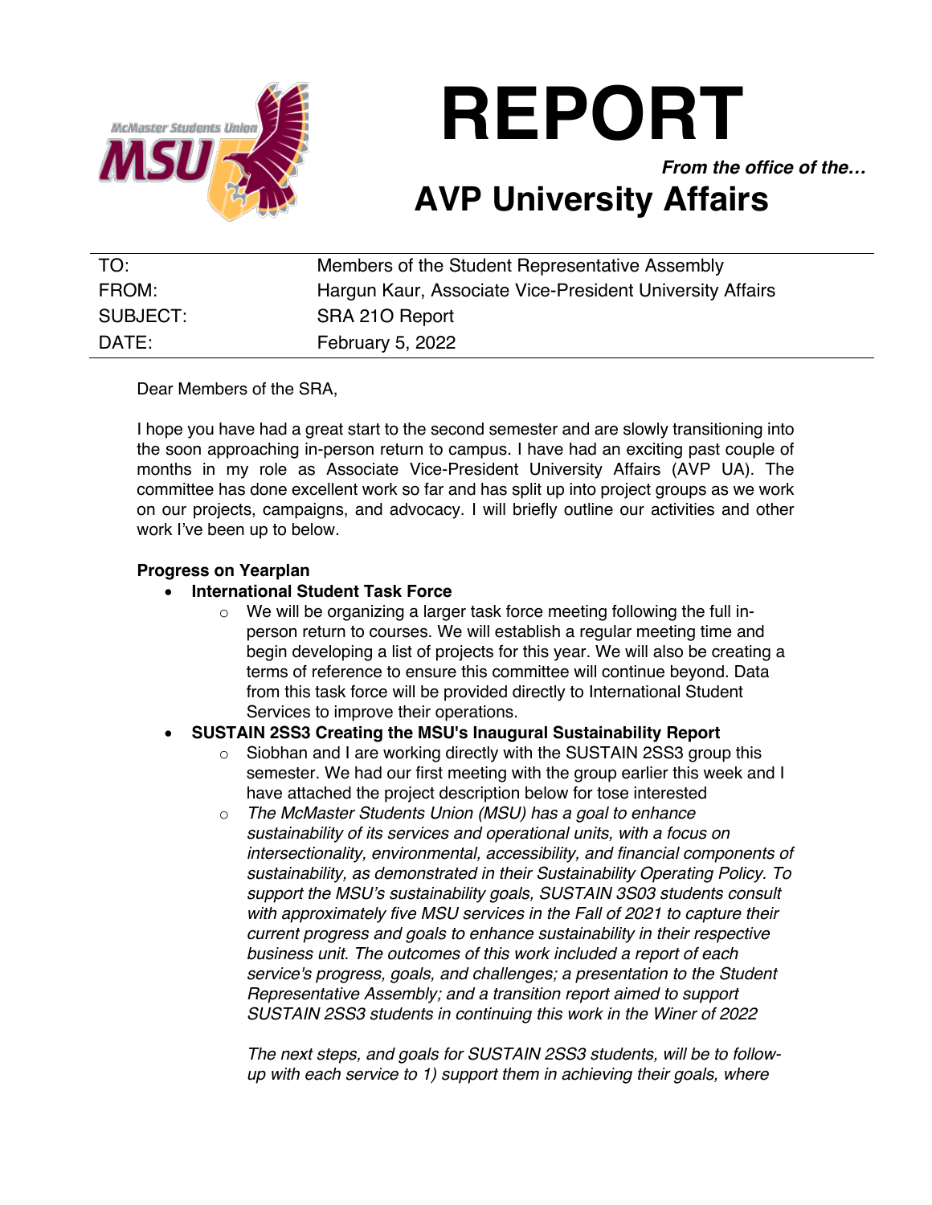# REPORT

***From the office of the…***

## AVP University Affairs

| TO: | Members of the Student Representative Assembly |
|---|---|
| FROM: | Hargun Kaur, Associate Vice-President University Affairs |
| SUBJECT: | SRA 21O Report |
| DATE: | February 5, 2022 |

Dear Members of the SRA,

I hope you have had a great start to the second semester and are slowly transitioning into the soon approaching in-person return to campus. I have had an exciting past couple of months in my role as Associate Vice-President University Affairs (AVP UA). The committee has done excellent work so far and has split up into project groups as we work on our projects, campaigns, and advocacy. I will briefly outline our activities and other work I've been up to below.

**Progress on Yearplan**

- **International Student Task Force**
  - We will be organizing a larger task force meeting following the full in-person return to courses. We will establish a regular meeting time and begin developing a list of projects for this year. We will also be creating a terms of reference to ensure this committee will continue beyond. Data from this task force will be provided directly to International Student Services to improve their operations.
- **SUSTAIN 2SS3 Creating the MSU's Inaugural Sustainability Report**
  - Siobhan and I are working directly with the SUSTAIN 2SS3 group this semester. We had our first meeting with the group earlier this week and I have attached the project description below for tose interested
  - *The McMaster Students Union (MSU) has a goal to enhance sustainability of its services and operational units, with a focus on intersectionality, environmental, accessibility, and financial components of sustainability, as demonstrated in their Sustainability Operating Policy. To support the MSU's sustainability goals, SUSTAIN 3S03 students consult with approximately five MSU services in the Fall of 2021 to capture their current progress and goals to enhance sustainability in their respective business unit. The outcomes of this work included a report of each service's progress, goals, and challenges; a presentation to the Student Representative Assembly; and a transition report aimed to support SUSTAIN 2SS3 students in continuing this work in the Winer of 2022*

    *The next steps, and goals for SUSTAIN 2SS3 students, will be to follow-up with each service to 1) support them in achieving their goals, where*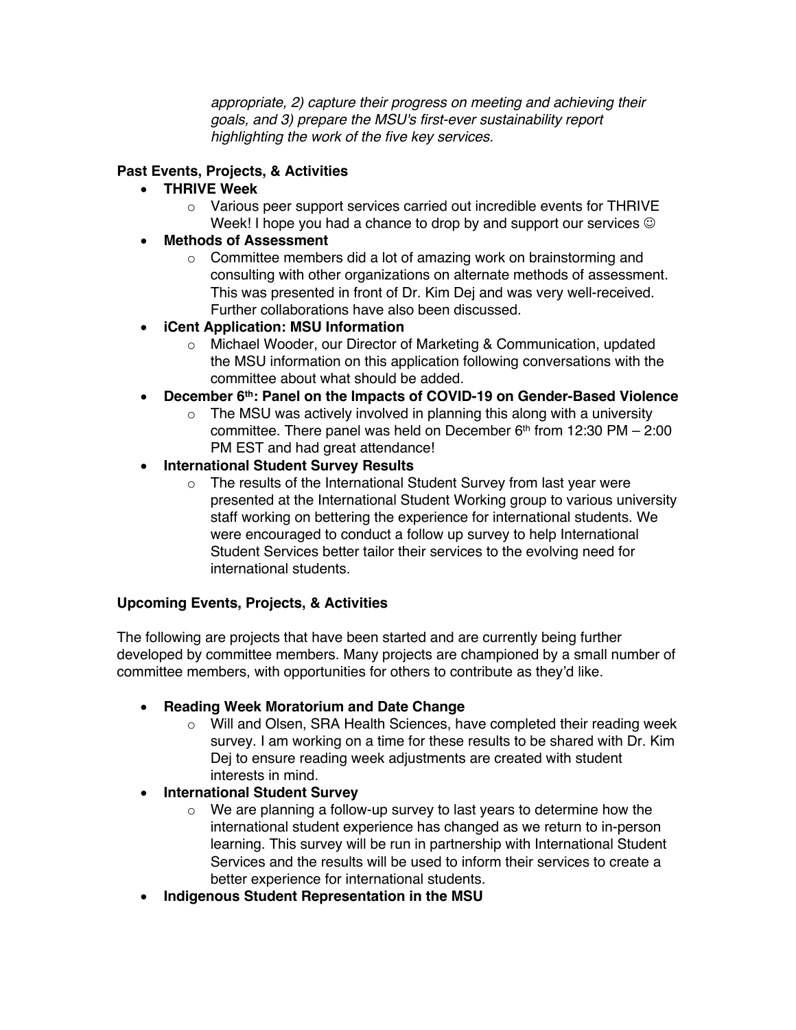*appropriate, 2) capture their progress on meeting and achieving their goals, and 3) prepare the MSU's first-ever sustainability report highlighting the work of the five key services.*

**Past Events, Projects, & Activities**

- **THRIVE Week**
  - Various peer support services carried out incredible events for THRIVE Week! I hope you had a chance to drop by and support our services ☺
- **Methods of Assessment**
  - Committee members did a lot of amazing work on brainstorming and consulting with other organizations on alternate methods of assessment. This was presented in front of Dr. Kim Dej and was very well-received. Further collaborations have also been discussed.
- **iCent Application: MSU Information**
  - Michael Wooder, our Director of Marketing & Communication, updated the MSU information on this application following conversations with the committee about what should be added.
- **December 6th: Panel on the Impacts of COVID-19 on Gender-Based Violence**
  - The MSU was actively involved in planning this along with a university committee. There panel was held on December 6th from 12:30 PM – 2:00 PM EST and had great attendance!
- **International Student Survey Results**
  - The results of the International Student Survey from last year were presented at the International Student Working group to various university staff working on bettering the experience for international students. We were encouraged to conduct a follow up survey to help International Student Services better tailor their services to the evolving need for international students.

**Upcoming Events, Projects, & Activities**

The following are projects that have been started and are currently being further developed by committee members. Many projects are championed by a small number of committee members, with opportunities for others to contribute as they'd like.

- **Reading Week Moratorium and Date Change**
  - Will and Olsen, SRA Health Sciences, have completed their reading week survey. I am working on a time for these results to be shared with Dr. Kim Dej to ensure reading week adjustments are created with student interests in mind.
- **International Student Survey**
  - We are planning a follow-up survey to last years to determine how the international student experience has changed as we return to in-person learning. This survey will be run in partnership with International Student Services and the results will be used to inform their services to create a better experience for international students.
- **Indigenous Student Representation in the MSU**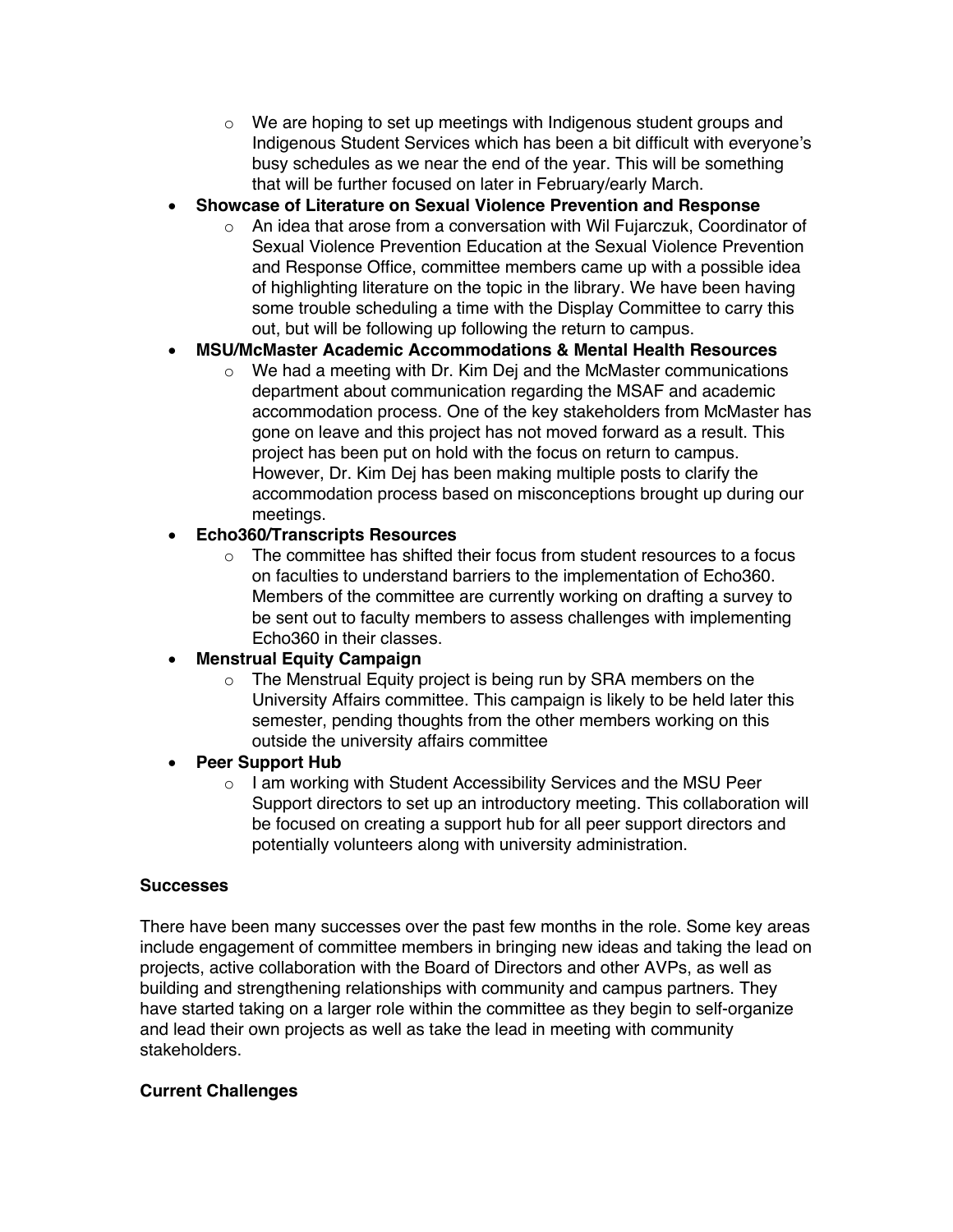- We are hoping to set up meetings with Indigenous student groups and Indigenous Student Services which has been a bit difficult with everyone's busy schedules as we near the end of the year. This will be something that will be further focused on later in February/early March.
- **Showcase of Literature on Sexual Violence Prevention and Response**
  - An idea that arose from a conversation with Wil Fujarczuk, Coordinator of Sexual Violence Prevention Education at the Sexual Violence Prevention and Response Office, committee members came up with a possible idea of highlighting literature on the topic in the library. We have been having some trouble scheduling a time with the Display Committee to carry this out, but will be following up following the return to campus.
- **MSU/McMaster Academic Accommodations & Mental Health Resources**
  - We had a meeting with Dr. Kim Dej and the McMaster communications department about communication regarding the MSAF and academic accommodation process. One of the key stakeholders from McMaster has gone on leave and this project has not moved forward as a result. This project has been put on hold with the focus on return to campus. However, Dr. Kim Dej has been making multiple posts to clarify the accommodation process based on misconceptions brought up during our meetings.
- **Echo360/Transcripts Resources**
  - The committee has shifted their focus from student resources to a focus on faculties to understand barriers to the implementation of Echo360. Members of the committee are currently working on drafting a survey to be sent out to faculty members to assess challenges with implementing Echo360 in their classes.
- **Menstrual Equity Campaign**
  - The Menstrual Equity project is being run by SRA members on the University Affairs committee. This campaign is likely to be held later this semester, pending thoughts from the other members working on this outside the university affairs committee
- **Peer Support Hub**
  - I am working with Student Accessibility Services and the MSU Peer Support directors to set up an introductory meeting. This collaboration will be focused on creating a support hub for all peer support directors and potentially volunteers along with university administration.

**Successes**

There have been many successes over the past few months in the role. Some key areas include engagement of committee members in bringing new ideas and taking the lead on projects, active collaboration with the Board of Directors and other AVPs, as well as building and strengthening relationships with community and campus partners. They have started taking on a larger role within the committee as they begin to self-organize and lead their own projects as well as take the lead in meeting with community stakeholders.

**Current Challenges**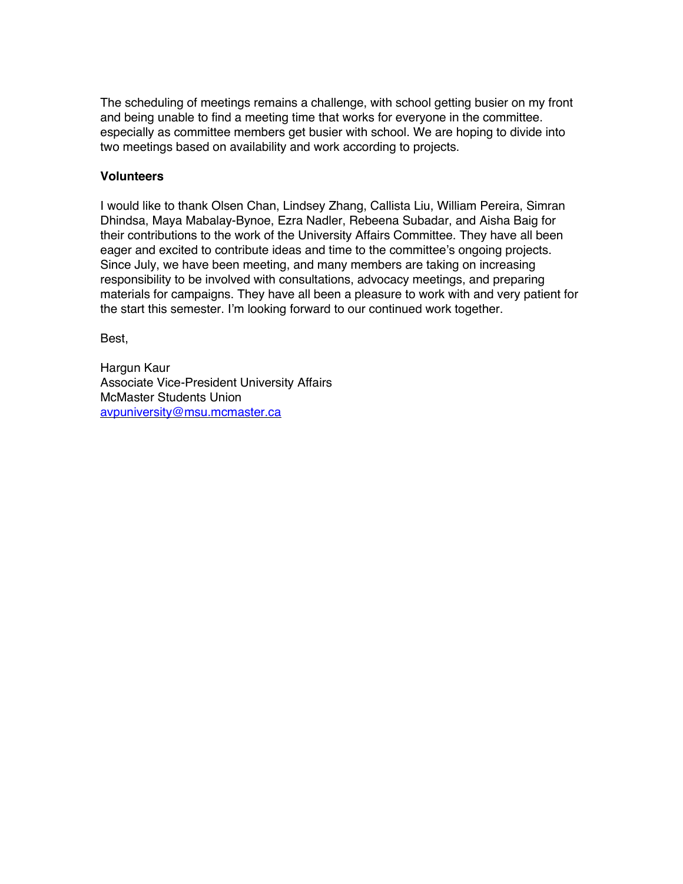The scheduling of meetings remains a challenge, with school getting busier on my front and being unable to find a meeting time that works for everyone in the committee. especially as committee members get busier with school. We are hoping to divide into two meetings based on availability and work according to projects.

**Volunteers**

I would like to thank Olsen Chan, Lindsey Zhang, Callista Liu, William Pereira, Simran Dhindsa, Maya Mabalay-Bynoe, Ezra Nadler, Rebeena Subadar, and Aisha Baig for their contributions to the work of the University Affairs Committee. They have all been eager and excited to contribute ideas and time to the committee's ongoing projects. Since July, we have been meeting, and many members are taking on increasing responsibility to be involved with consultations, advocacy meetings, and preparing materials for campaigns. They have all been a pleasure to work with and very patient for the start this semester. I'm looking forward to our continued work together.

Best,

Hargun Kaur
Associate Vice-President University Affairs
McMaster Students Union
avpuniversity@msu.mcmaster.ca